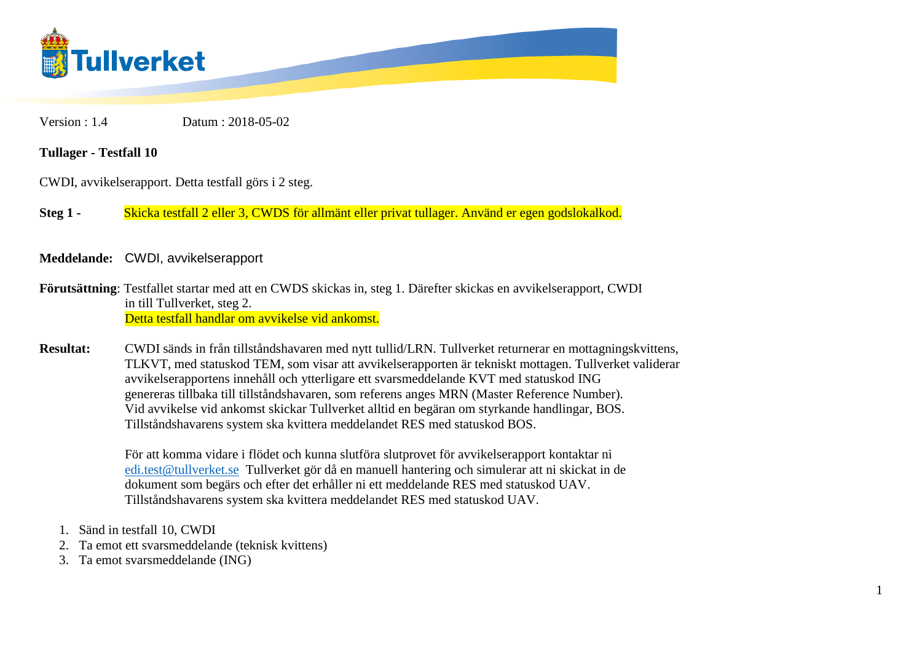Version : 1.4 Datum : 2018-05-02

**Tullager - Testfall 10**

CWDI, avvikelserapport. Detta testfall görs i 2 steg.

**Steg 1 -** Skicka testfall 2 eller 3, CWDS för allmänt eller privat tullager. Använd er egen godslokalkod.

**Meddelande:** CWDI, avvikelserapport

**Förutsättning**: Testfallet startar med att en CWDS skickas in, steg 1. Därefter skickas en avvikelserapport, CWDI in till Tullverket, steg 2.
Detta testfall handlar om avvikelse vid ankomst.

**Resultat:** CWDI sänds in från tillståndshavaren med nytt tullid/LRN. Tullverket returnerar en mottagningskvittens, TLKVT, med statuskod TEM, som visar att avvikelserapporten är tekniskt mottagen. Tullverket validerar avvikelserapportens innehåll och ytterligare ett svarsmeddelande KVT med statuskod ING genereras tillbaka till tillståndshavaren, som referens anges MRN (Master Reference Number). Vid avvikelse vid ankomst skickar Tullverket alltid en begäran om styrkande handlingar, BOS. Tillståndshavarens system ska kvittera meddelandet RES med statuskod BOS.

För att komma vidare i flödet och kunna slutföra slutprovet för avvikelserapport kontaktar ni edi.test@tullverket.se Tullverket gör då en manuell hantering och simulerar att ni skickat in de dokument som begärs och efter det erhåller ni ett meddelande RES med statuskod UAV. Tillståndshavarens system ska kvittera meddelandet RES med statuskod UAV.

1. Sänd in testfall 10, CWDI
2. Ta emot ett svarsmeddelande (teknisk kvittens)
3. Ta emot svarsmeddelande (ING)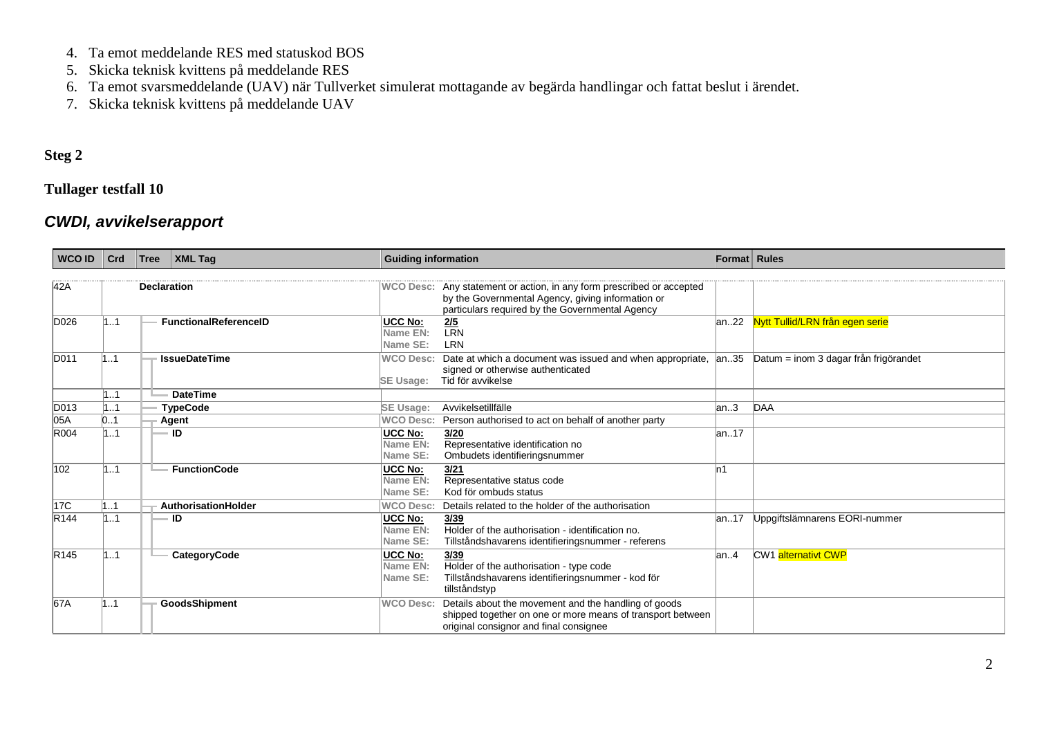4. Ta emot meddelande RES med statuskod BOS
5. Skicka teknisk kvittens på meddelande RES
6. Ta emot svarsmeddelande (UAV) när Tullverket simulerat mottagande av begärda handlingar och fattat beslut i ärendet.
7. Skicka teknisk kvittens på meddelande UAV

**Steg 2**

**Tullager testfall 10**

## *CWDI, avvikelserapport*

| WCO ID | Crd | Tree | XML Tag | Guiding information | Format | Rules |
|---|---|---|---|---|---|---|
| 42A | | | **Declaration** | WCO Desc: Any statement or action, in any form prescribed or accepted by the Governmental Agency, giving information or particulars required by the Governmental Agency | | |
| D026 | 1..1 | | **FunctionalReferenceID** | **UCC No:** **2/5**<br>Name EN: LRN<br>Name SE: LRN | an..22 | Nytt Tullid/LRN från egen serie |
| D011 | 1..1 | | **IssueDateTime** | WCO Desc: Date at which a document was issued and when appropriate, signed or otherwise authenticated<br>SE Usage: Tid för avvikelse | an..35 | Datum = inom 3 dagar från frigörandet |
| | 1..1 | | **DateTime** | | | |
| D013 | 1..1 | | **TypeCode** | SE Usage: Avvikelsetillfälle | an..3 | DAA |
| 05A | 0..1 | | **Agent** | WCO Desc: Person authorised to act on behalf of another party | | |
| R004 | 1..1 | | **ID** | **UCC No:** **3/20**<br>Name EN: Representative identification no<br>Name SE: Ombudets identifieringsnummer | an..17 | |
| 102 | 1..1 | | **FunctionCode** | **UCC No:** **3/21**<br>Name EN: Representative status code<br>Name SE: Kod för ombuds status | n1 | |
| 17C | 1..1 | | **AuthorisationHolder** | WCO Desc: Details related to the holder of the authorisation | | |
| R144 | 1..1 | | **ID** | **UCC No:** **3/39**<br>Name EN: Holder of the authorisation - identification no.<br>Name SE: Tillståndshavarens identifieringsnummer - referens | an..17 | Uppgiftslämnarens EORI-nummer |
| R145 | 1..1 | | **CategoryCode** | **UCC No:** **3/39**<br>Name EN: Holder of the authorisation - type code<br>Name SE: Tillståndshavarens identifieringsnummer - kod för tillståndstyp | an..4 | CW1 alternativt CWP |
| 67A | 1..1 | | **GoodsShipment** | WCO Desc: Details about the movement and the handling of goods shipped together on one or more means of transport between original consignor and final consignee | | |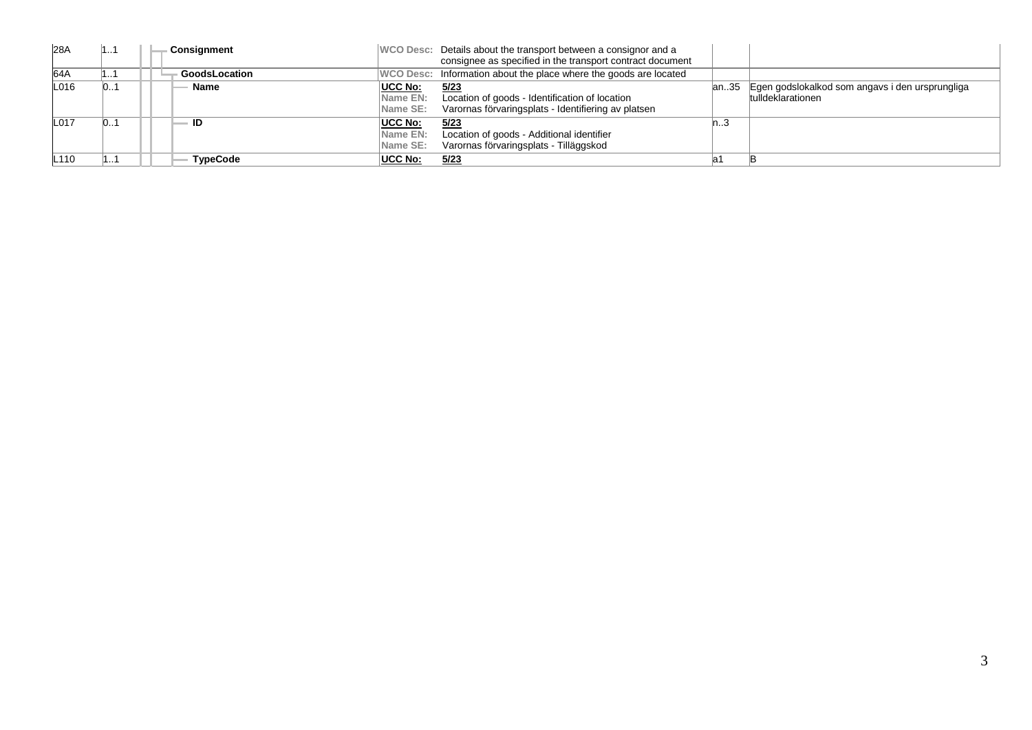| | | | | | |
|---|---|---|---|---|---|
| 28A | 1..1 | Consignment | WCO Desc: Details about the transport between a consignor and a consignee as specified in the transport contract document | | |
| 64A | 1..1 | GoodsLocation | WCO Desc: Information about the place where the goods are located | | |
| L016 | 0..1 | Name | UCC No: 5/23<br>Name EN: Location of goods - Identification of location<br>Name SE: Varornas förvaringsplats - Identifiering av platsen | an..35 | Egen godslokalkod som angavs i den ursprungliga tulldeklarationen |
| L017 | 0..1 | ID | UCC No: 5/23<br>Name EN: Location of goods - Additional identifier<br>Name SE: Varornas förvaringsplats - Tilläggskod | n..3 | |
| L110 | 1..1 | TypeCode | UCC No: 5/23 | a1 | B |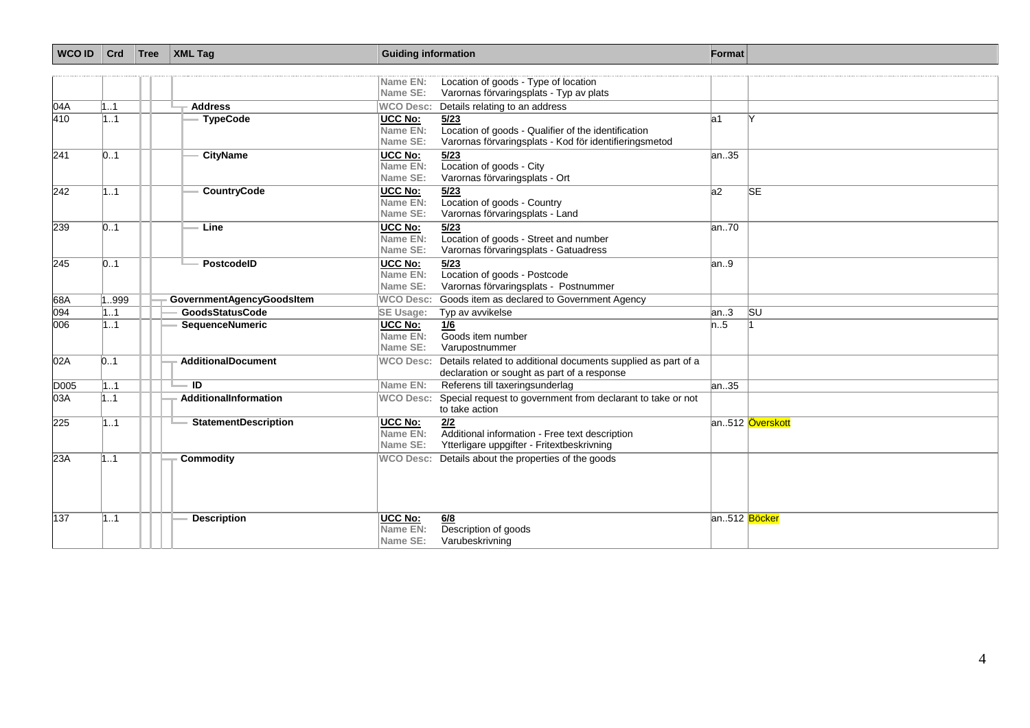| WCO ID | Crd | Tree | XML Tag | Guiding information | Format | |
|---|---|---|---|---|---|---|
| | | | | Name EN: Location of goods - Type of location<br>Name SE: Varornas förvaringsplats - Typ av plats | | |
| 04A | 1..1 | | Address | WCO Desc: Details relating to an address | | |
| 410 | 1..1 | | TypeCode | UCC No: 5/23<br>Name EN: Location of goods - Qualifier of the identification<br>Name SE: Varornas förvaringsplats - Kod för identifieringsmetod | a1 | Y |
| 241 | 0..1 | | CityName | UCC No: 5/23<br>Name EN: Location of goods - City<br>Name SE: Varornas förvaringsplats - Ort | an..35 | |
| 242 | 1..1 | | CountryCode | UCC No: 5/23<br>Name EN: Location of goods - Country<br>Name SE: Varornas förvaringsplats - Land | a2 | SE |
| 239 | 0..1 | | Line | UCC No: 5/23<br>Name EN: Location of goods - Street and number<br>Name SE: Varornas förvaringsplats - Gatuadress | an..70 | |
| 245 | 0..1 | | PostcodeID | UCC No: 5/23<br>Name EN: Location of goods - Postcode<br>Name SE: Varornas förvaringsplats - Postnummer | an..9 | |
| 68A | 1..999 | | GovernmentAgencyGoodsItem | WCO Desc: Goods item as declared to Government Agency | | |
| 094 | 1..1 | | GoodsStatusCode | SE Usage: Typ av avvikelse | an..3 | SU |
| 006 | 1..1 | | SequenceNumeric | UCC No: 1/6<br>Name EN: Goods item number<br>Name SE: Varupostnummer | n..5 | 1 |
| 02A | 0..1 | | AdditionalDocument | WCO Desc: Details related to additional documents supplied as part of a declaration or sought as part of a response | | |
| D005 | 1..1 | | ID | Name EN: Referens till taxeringsunderlag | an..35 | |
| 03A | 1..1 | | AdditionalInformation | WCO Desc: Special request to government from declarant to take or not to take action | | |
| 225 | 1..1 | | StatementDescription | UCC No: 2/2<br>Name EN: Additional information - Free text description<br>Name SE: Ytterligare uppgifter - Fritextbeskrivning | an..512 | Överskott |
| 23A | 1..1 | | Commodity | WCO Desc: Details about the properties of the goods | | |
| 137 | 1..1 | | Description | UCC No: 6/8<br>Name EN: Description of goods<br>Name SE: Varubeskrivning | an..512 | Böcker |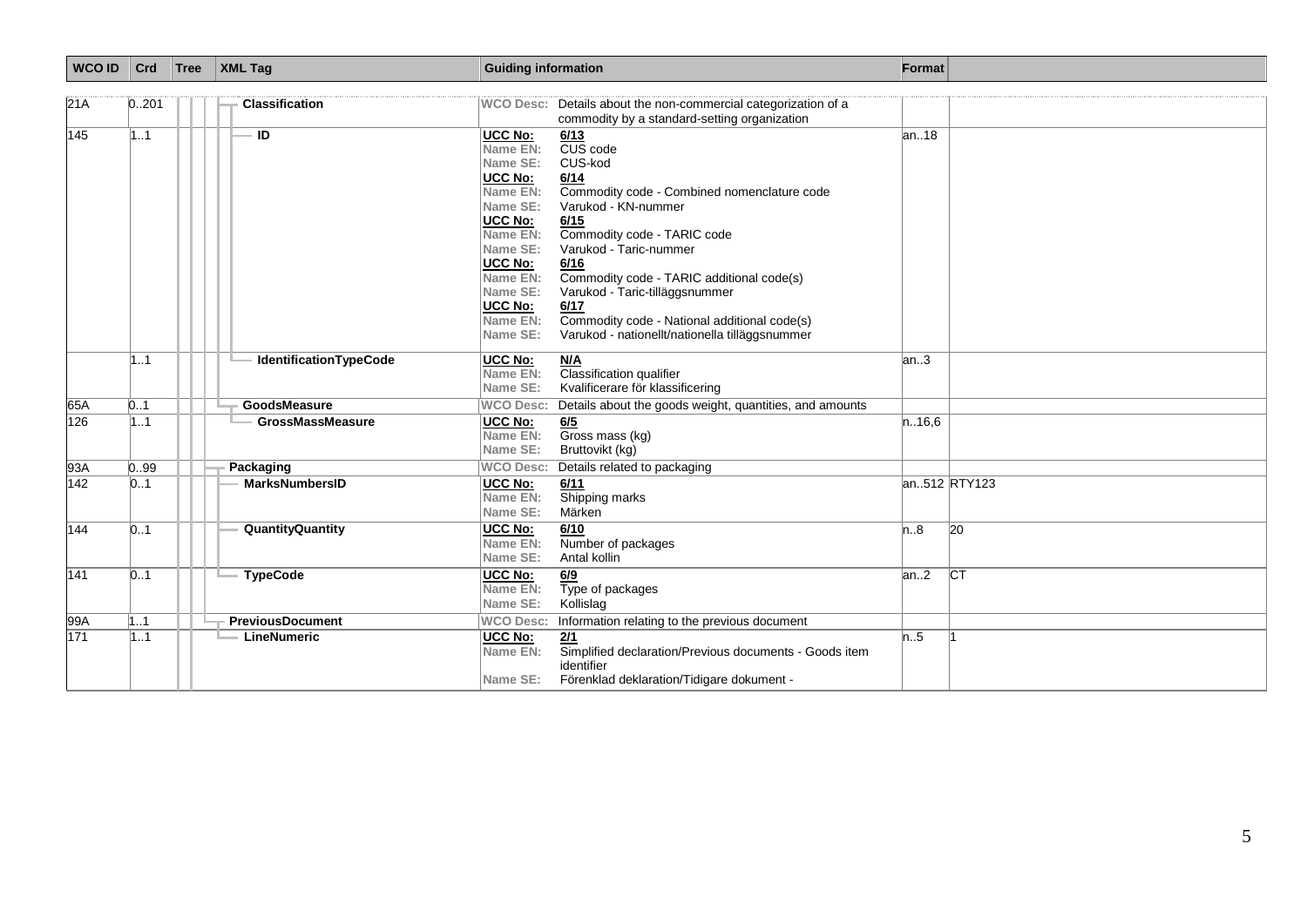| WCO ID | Crd | Tree | XML Tag | Guiding information | Format | |
|---|---|---|---|---|---|---|
| 21A | 0..201 | | Classification | **WCO Desc:** Details about the non-commercial categorization of a commodity by a standard-setting organization | | |
| 145 | 1..1 | | ID | **UCC No:** 6/13<br>**Name EN:** CUS code<br>**Name SE:** CUS-kod<br>**UCC No:** 6/14<br>**Name EN:** Commodity code - Combined nomenclature code<br>**Name SE:** Varukod - KN-nummer<br>**UCC No:** 6/15<br>**Name EN:** Commodity code - TARIC code<br>**Name SE:** Varukod - Taric-nummer<br>**UCC No:** 6/16<br>**Name EN:** Commodity code - TARIC additional code(s)<br>**Name SE:** Varukod - Taric-tilläggsnummer<br>**UCC No:** 6/17<br>**Name EN:** Commodity code - National additional code(s)<br>**Name SE:** Varukod - nationellt/nationella tilläggsnummer | an..18 | |
| | 1..1 | | IdentificationTypeCode | **UCC No:** N/A<br>**Name EN:** Classification qualifier<br>**Name SE:** Kvalificerare för klassificering | an..3 | |
| 65A | 0..1 | | GoodsMeasure | **WCO Desc:** Details about the goods weight, quantities, and amounts | | |
| 126 | 1..1 | | GrossMassMeasure | **UCC No:** 6/5<br>**Name EN:** Gross mass (kg)<br>**Name SE:** Bruttovikt (kg) | n..16,6 | |
| 93A | 0..99 | | Packaging | **WCO Desc:** Details related to packaging | | |
| 142 | 0..1 | | MarksNumbersID | **UCC No:** 6/11<br>**Name EN:** Shipping marks<br>**Name SE:** Märken | an..512 | RTY123 |
| 144 | 0..1 | | QuantityQuantity | **UCC No:** 6/10<br>**Name EN:** Number of packages<br>**Name SE:** Antal kollin | n..8 | 20 |
| 141 | 0..1 | | TypeCode | **UCC No:** 6/9<br>**Name EN:** Type of packages<br>**Name SE:** Kollislag | an..2 | CT |
| 99A | 1..1 | | PreviousDocument | **WCO Desc:** Information relating to the previous document | | |
| 171 | 1..1 | | LineNumeric | **UCC No:** 2/1<br>**Name EN:** Simplified declaration/Previous documents - Goods item identifier<br>**Name SE:** Förenklad deklaration/Tidigare dokument - | n..5 | 1 |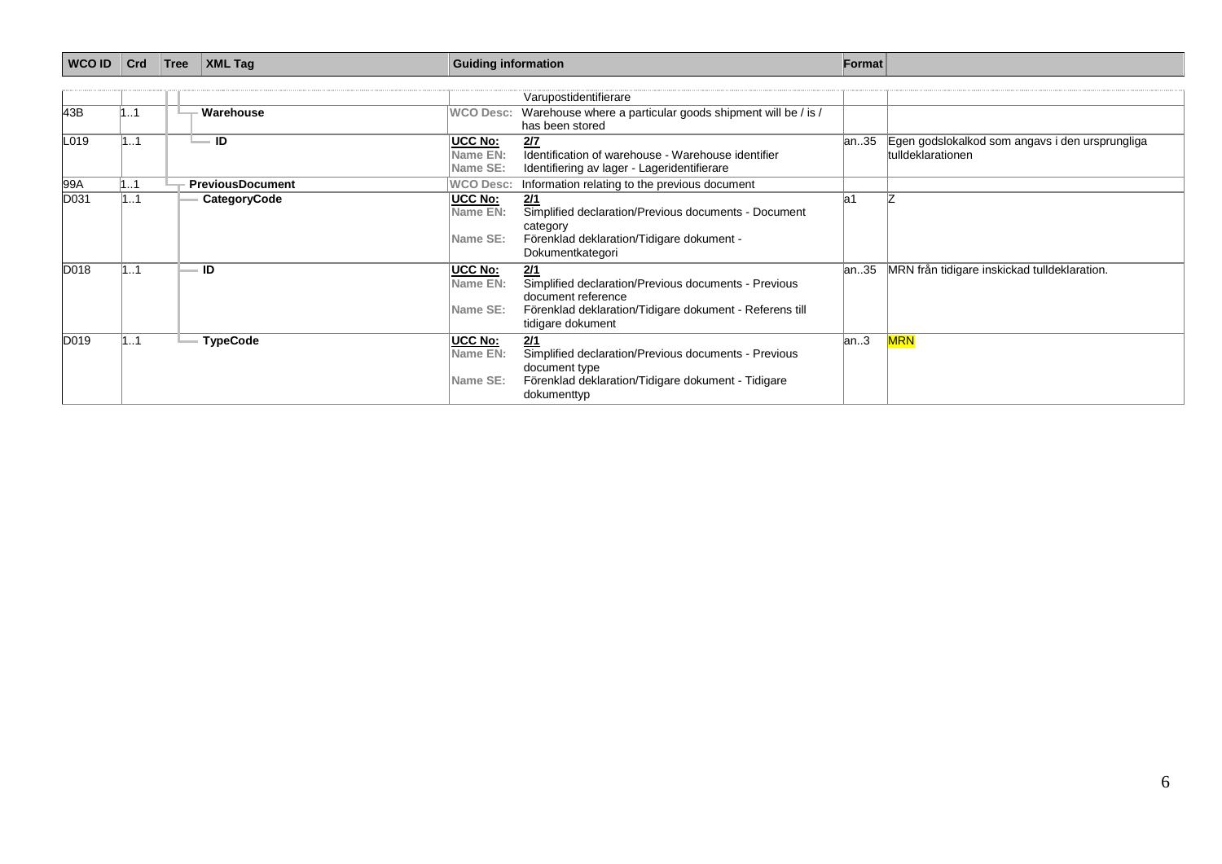| WCO ID | Crd | Tree | XML Tag | Guiding information | Format | |
|---|---|---|---|---|---|---|
| | | | | Varupostidentifierare | | |
| 43B | 1..1 | | Warehouse | WCO Desc: Warehouse where a particular goods shipment will be / is / has been stored | | |
| L019 | 1..1 | | ID | UCC No: 2/7<br>Name EN: Identification of warehouse - Warehouse identifier<br>Name SE: Identifiering av lager - Lageridentifierare | an..35 | Egen godslokalkod som angavs i den ursprungliga tulldeklarationen |
| 99A | 1..1 | | PreviousDocument | WCO Desc: Information relating to the previous document | | |
| D031 | 1..1 | | CategoryCode | UCC No: 2/1<br>Name EN: Simplified declaration/Previous documents - Document category<br>Name SE: Förenklad deklaration/Tidigare dokument - Dokumentkategori | a1 | Z |
| D018 | 1..1 | | ID | UCC No: 2/1<br>Name EN: Simplified declaration/Previous documents - Previous document reference<br>Name SE: Förenklad deklaration/Tidigare dokument - Referens till tidigare dokument | an..35 | MRN från tidigare inskickad tulldeklaration. |
| D019 | 1..1 | | TypeCode | UCC No: 2/1<br>Name EN: Simplified declaration/Previous documents - Previous document type<br>Name SE: Förenklad deklaration/Tidigare dokument - Tidigare dokumenttyp | an..3 | MRN |